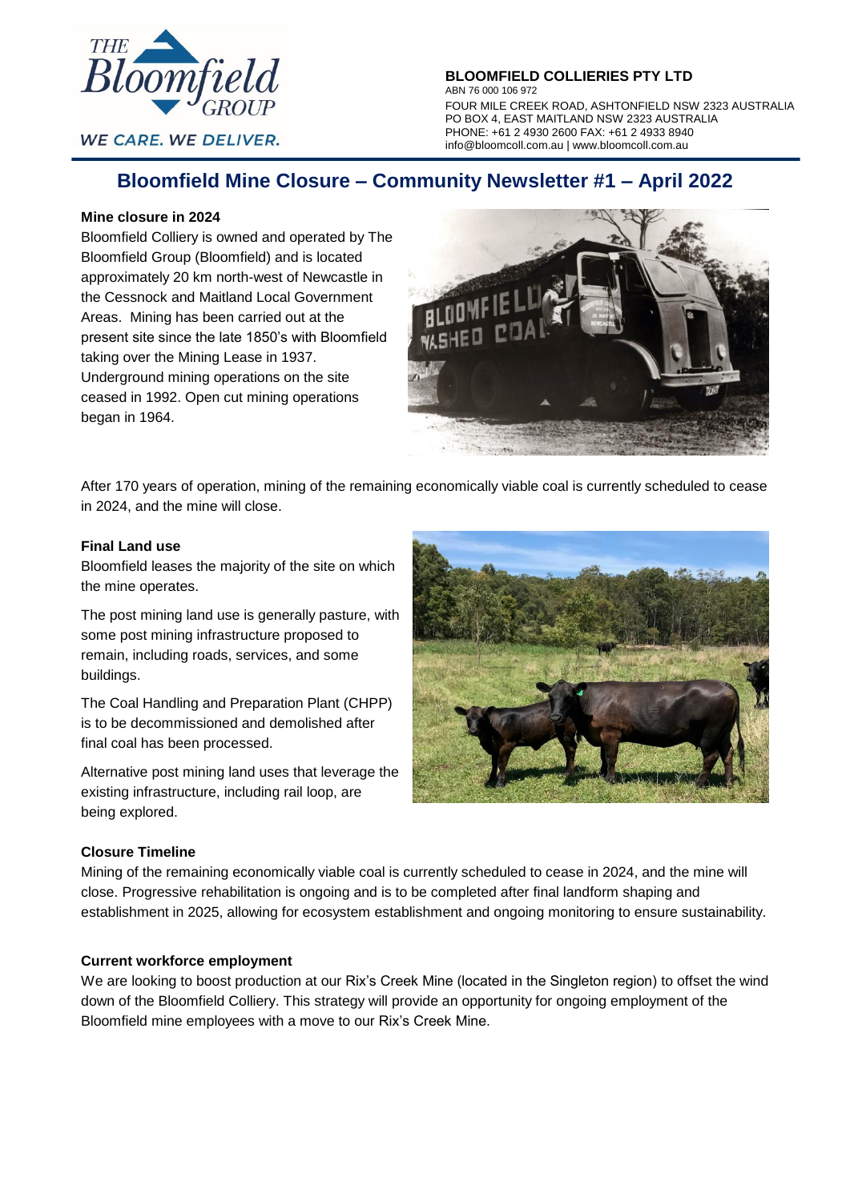**BLOOMFIELD COLLIERIES PTY LTD**
ABN 76 000 106 972
FOUR MILE CREEK ROAD, ASHTONFIELD NSW 2323 AUSTRALIA
PO BOX 4, EAST MAITLAND NSW 2323 AUSTRALIA
PHONE: +61 2 4930 2600 FAX: +61 2 4933 8940
info@bloomcoll.com.au | www.bloomcoll.com.au

# Bloomfield Mine Closure – Community Newsletter #1 – April 2022

**Mine closure in 2024**

Bloomfield Colliery is owned and operated by The Bloomfield Group (Bloomfield) and is located approximately 20 km north-west of Newcastle in the Cessnock and Maitland Local Government Areas. Mining has been carried out at the present site since the late 1850's with Bloomfield taking over the Mining Lease in 1937. Underground mining operations on the site ceased in 1992. Open cut mining operations began in 1964.

After 170 years of operation, mining of the remaining economically viable coal is currently scheduled to cease in 2024, and the mine will close.

**Final Land use**

Bloomfield leases the majority of the site on which the mine operates.

The post mining land use is generally pasture, with some post mining infrastructure proposed to remain, including roads, services, and some buildings.

The Coal Handling and Preparation Plant (CHPP) is to be decommissioned and demolished after final coal has been processed.

Alternative post mining land uses that leverage the existing infrastructure, including rail loop, are being explored.

**Closure Timeline**

Mining of the remaining economically viable coal is currently scheduled to cease in 2024, and the mine will close. Progressive rehabilitation is ongoing and is to be completed after final landform shaping and establishment in 2025, allowing for ecosystem establishment and ongoing monitoring to ensure sustainability.

**Current workforce employment**

We are looking to boost production at our Rix's Creek Mine (located in the Singleton region) to offset the wind down of the Bloomfield Colliery. This strategy will provide an opportunity for ongoing employment of the Bloomfield mine employees with a move to our Rix's Creek Mine.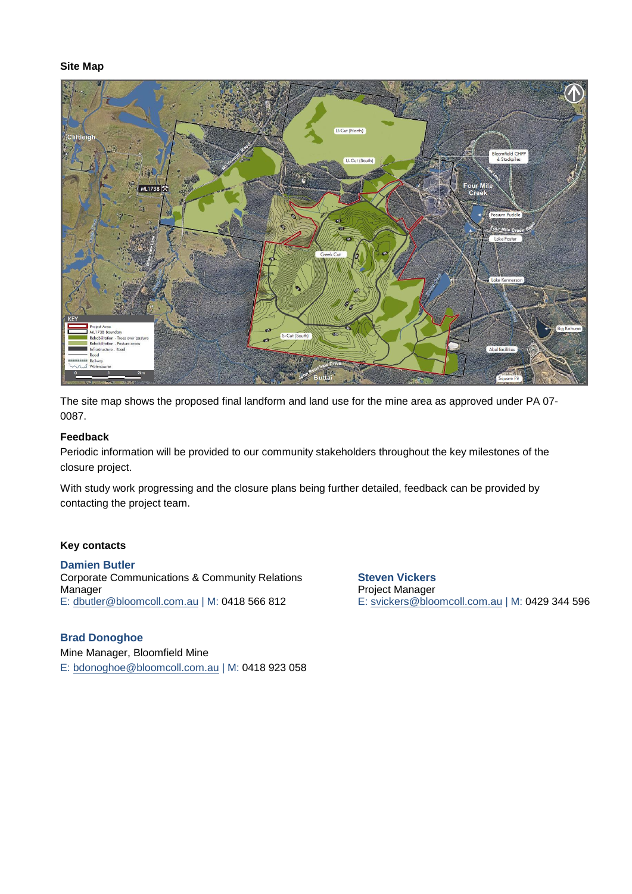**Site Map**

The site map shows the proposed final landform and land use for the mine area as approved under PA 07-0087.

**Feedback**

Periodic information will be provided to our community stakeholders throughout the key milestones of the closure project.

With study work progressing and the closure plans being further detailed, feedback can be provided by contacting the project team.

**Key contacts**

**Damien Butler**
Corporate Communications & Community Relations Manager
E: dbutler@bloomcoll.com.au | M: 0418 566 812

**Steven Vickers**
Project Manager
E: svickers@bloomcoll.com.au | M: 0429 344 596

**Brad Donoghoe**
Mine Manager, Bloomfield Mine
E: bdonoghoe@bloomcoll.com.au | M: 0418 923 058